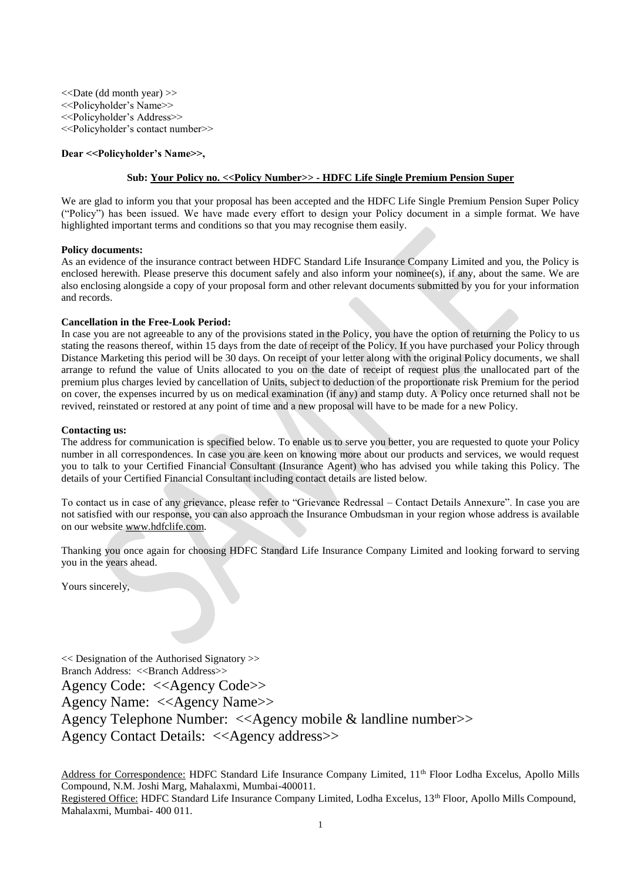<<Date (dd month year) >>
<<Policyholder's Name>>
<<Policyholder's Address>>
<<Policyholder's contact number>>

**Dear <<Policyholder's Name>>,**

**Sub: Your Policy no. <<Policy Number>> - HDFC Life Single Premium Pension Super**

We are glad to inform you that your proposal has been accepted and the HDFC Life Single Premium Pension Super Policy ("Policy") has been issued. We have made every effort to design your Policy document in a simple format. We have highlighted important terms and conditions so that you may recognise them easily.

**Policy documents:**
As an evidence of the insurance contract between HDFC Standard Life Insurance Company Limited and you, the Policy is enclosed herewith. Please preserve this document safely and also inform your nominee(s), if any, about the same. We are also enclosing alongside a copy of your proposal form and other relevant documents submitted by you for your information and records.

**Cancellation in the Free-Look Period:**
In case you are not agreeable to any of the provisions stated in the Policy, you have the option of returning the Policy to us stating the reasons thereof, within 15 days from the date of receipt of the Policy. If you have purchased your Policy through Distance Marketing this period will be 30 days. On receipt of your letter along with the original Policy documents, we shall arrange to refund the value of Units allocated to you on the date of receipt of request plus the unallocated part of the premium plus charges levied by cancellation of Units, subject to deduction of the proportionate risk Premium for the period on cover, the expenses incurred by us on medical examination (if any) and stamp duty. A Policy once returned shall not be revived, reinstated or restored at any point of time and a new proposal will have to be made for a new Policy.

**Contacting us:**
The address for communication is specified below. To enable us to serve you better, you are requested to quote your Policy number in all correspondences. In case you are keen on knowing more about our products and services, we would request you to talk to your Certified Financial Consultant (Insurance Agent) who has advised you while taking this Policy. The details of your Certified Financial Consultant including contact details are listed below.

To contact us in case of any grievance, please refer to "Grievance Redressal – Contact Details Annexure". In case you are not satisfied with our response, you can also approach the Insurance Ombudsman in your region whose address is available on our website www.hdfclife.com.

Thanking you once again for choosing HDFC Standard Life Insurance Company Limited and looking forward to serving you in the years ahead.

Yours sincerely,

<< Designation of the Authorised Signatory >>
Branch Address: <<Branch Address>>
Agency Code: <<Agency Code>>
Agency Name: <<Agency Name>>
Agency Telephone Number: <<Agency mobile & landline number>>
Agency Contact Details: <<Agency address>>

Address for Correspondence: HDFC Standard Life Insurance Company Limited, 11th Floor Lodha Excelus, Apollo Mills Compound, N.M. Joshi Marg, Mahalaxmi, Mumbai-400011.
Registered Office: HDFC Standard Life Insurance Company Limited, Lodha Excelus, 13th Floor, Apollo Mills Compound, Mahalaxmi, Mumbai- 400 011.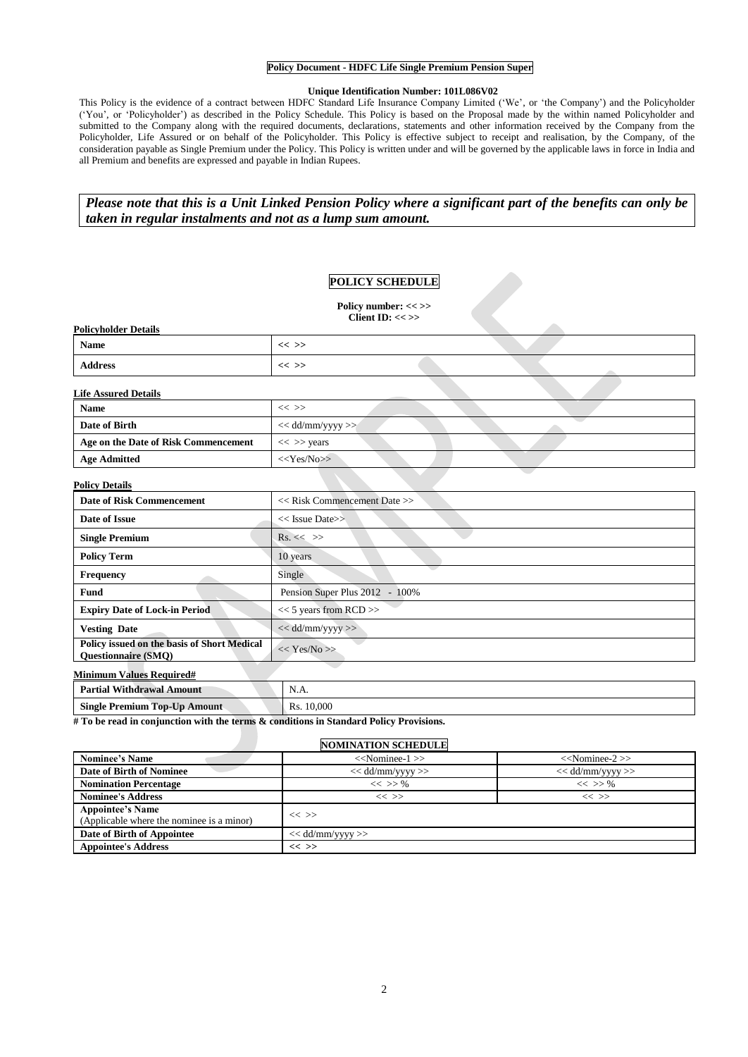**Policy Document - HDFC Life Single Premium Pension Super**

**Unique Identification Number: 101L086V02**

This Policy is the evidence of a contract between HDFC Standard Life Insurance Company Limited ('We', or 'the Company') and the Policyholder ('You', or 'Policyholder') as described in the Policy Schedule. This Policy is based on the Proposal made by the within named Policyholder and submitted to the Company along with the required documents, declarations, statements and other information received by the Company from the Policyholder, Life Assured or on behalf of the Policyholder. This Policy is effective subject to receipt and realisation, by the Company, of the consideration payable as Single Premium under the Policy. This Policy is written under and will be governed by the applicable laws in force in India and all Premium and benefits are expressed and payable in Indian Rupees.

***Please note that this is a Unit Linked Pension Policy where a significant part of the benefits can only be taken in regular instalments and not as a lump sum amount.***

## POLICY SCHEDULE

**Policy number: << >>**
**Client ID: << >>**

**Policyholder Details**

| | |
|---|---|
| **Name** | << >> |
| **Address** | << >> |

**Life Assured Details**

| | |
|---|---|
| **Name** | << >> |
| **Date of Birth** | << dd/mm/yyyy >> |
| **Age on the Date of Risk Commencement** | << >> years |
| **Age Admitted** | <<Yes/No>> |

**Policy Details**

| | |
|---|---|
| **Date of Risk Commencement** | << Risk Commencement Date >> |
| **Date of Issue** | << Issue Date>> |
| **Single Premium** | Rs. << >> |
| **Policy Term** | 10 years |
| **Frequency** | Single |
| **Fund** | Pension Super Plus 2012 - 100% |
| **Expiry Date of Lock-in Period** | << 5 years from RCD >> |
| **Vesting Date** | << dd/mm/yyyy >> |
| **Policy issued on the basis of Short Medical Questionnaire (SMQ)** | << Yes/No >> |

**Minimum Values Required#**

| | |
|---|---|
| **Partial Withdrawal Amount** | N.A. |
| **Single Premium Top-Up Amount** | Rs. 10,000 |

**# To be read in conjunction with the terms & conditions in Standard Policy Provisions.**

**NOMINATION SCHEDULE**

| | | |
|---|---|---|
| **Nominee's Name** | <<Nominee-1 >> | <<Nominee-2 >> |
| **Date of Birth of Nominee** | << dd/mm/yyyy >> | << dd/mm/yyyy >> |
| **Nomination Percentage** | << >> % | << >> % |
| **Nominee's Address** | << >> | << >> |
| **Appointee's Name** (Applicable where the nominee is a minor) | << >> | |
| **Date of Birth of Appointee** | << dd/mm/yyyy >> | |
| **Appointee's Address** | << >> | |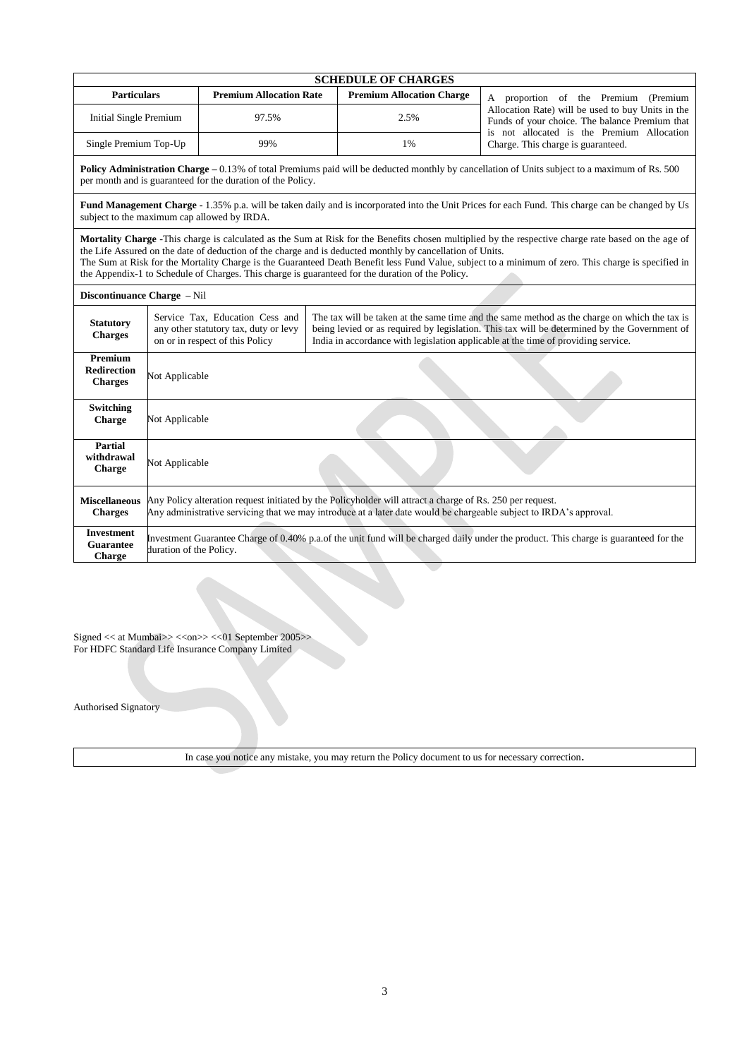| SCHEDULE OF CHARGES | | | |
|---|---|---|---|
| **Particulars** | **Premium Allocation Rate** | **Premium Allocation Charge** | A proportion of the Premium (Premium Allocation Rate) will be used to buy Units in the Funds of your choice. The balance Premium that is not allocated is the Premium Allocation Charge. This charge is guaranteed. |
| Initial Single Premium | 97.5% | 2.5% | |
| Single Premium Top-Up | 99% | 1% | |

**Policy Administration Charge –** 0.13% of total Premiums paid will be deducted monthly by cancellation of Units subject to a maximum of Rs. 500 per month and is guaranteed for the duration of the Policy.

**Fund Management Charge** - 1.35% p.a. will be taken daily and is incorporated into the Unit Prices for each Fund. This charge can be changed by Us subject to the maximum cap allowed by IRDA.

**Mortality Charge** -This charge is calculated as the Sum at Risk for the Benefits chosen multiplied by the respective charge rate based on the age of the Life Assured on the date of deduction of the charge and is deducted monthly by cancellation of Units.
The Sum at Risk for the Mortality Charge is the Guaranteed Death Benefit less Fund Value, subject to a minimum of zero. This charge is specified in the Appendix-1 to Schedule of Charges. This charge is guaranteed for the duration of the Policy.

**Discontinuance Charge** – Nil

| | | |
|---|---|---|
| **Statutory Charges** | Service Tax, Education Cess and any other statutory tax, duty or levy on or in respect of this Policy | The tax will be taken at the same time and the same method as the charge on which the tax is being levied or as required by legislation. This tax will be determined by the Government of India in accordance with legislation applicable at the time of providing service. |
| **Premium Redirection Charges** | Not Applicable | |
| **Switching Charge** | Not Applicable | |
| **Partial withdrawal Charge** | Not Applicable | |
| **Miscellaneous Charges** | Any Policy alteration request initiated by the Policyholder will attract a charge of Rs. 250 per request. Any administrative servicing that we may introduce at a later date would be chargeable subject to IRDA's approval. | |
| **Investment Guarantee Charge** | Investment Guarantee Charge of 0.40% p.a.of the unit fund will be charged daily under the product. This charge is guaranteed for the duration of the Policy. | |

Signed << at Mumbai>> <<on>> <<01 September 2005>>
For HDFC Standard Life Insurance Company Limited

Authorised Signatory

In case you notice any mistake, you may return the Policy document to us for necessary correction.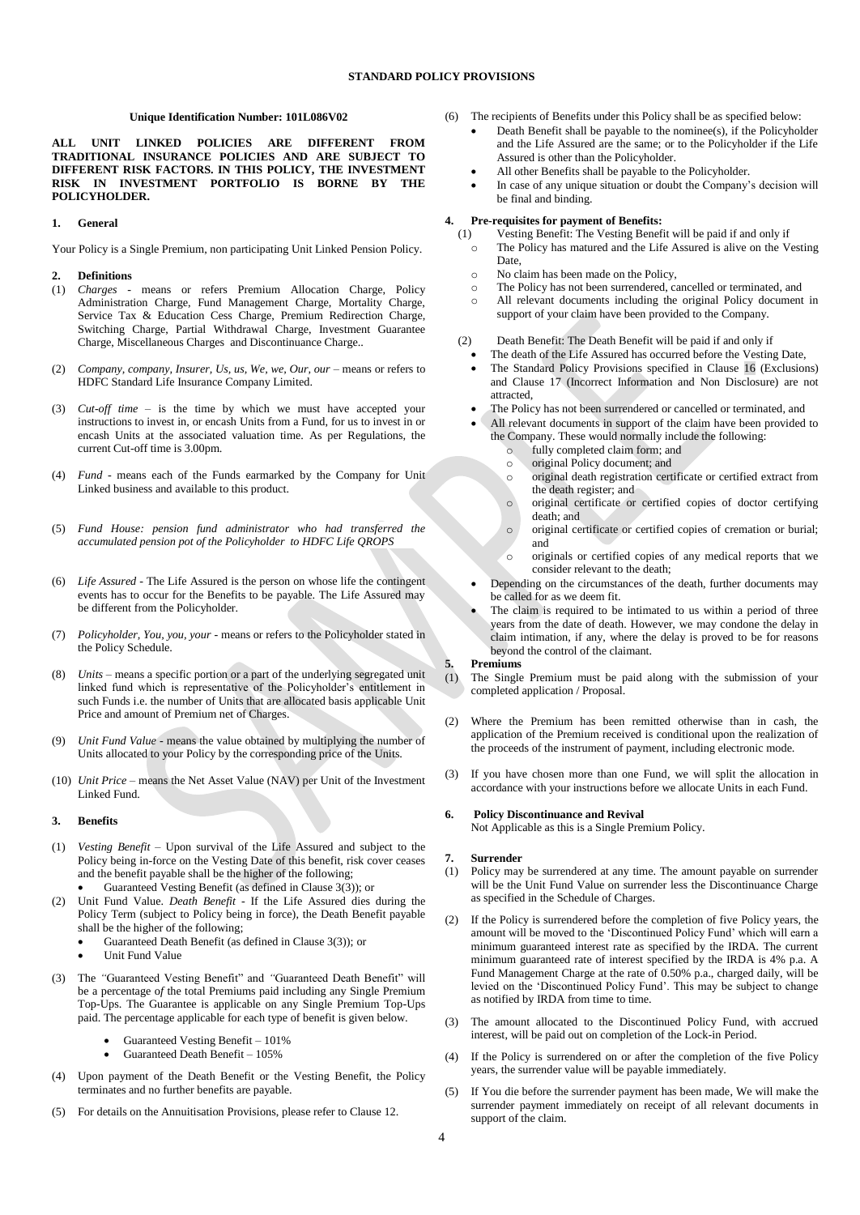# STANDARD POLICY PROVISIONS

**Unique Identification Number: 101L086V02**

**ALL UNIT LINKED POLICIES ARE DIFFERENT FROM TRADITIONAL INSURANCE POLICIES AND ARE SUBJECT TO DIFFERENT RISK FACTORS. IN THIS POLICY, THE INVESTMENT RISK IN INVESTMENT PORTFOLIO IS BORNE BY THE POLICYHOLDER.**

## 1. General

Your Policy is a Single Premium, non participating Unit Linked Pension Policy.

## 2. Definitions

(1) *Charges* - means or refers Premium Allocation Charge, Policy Administration Charge, Fund Management Charge, Mortality Charge, Service Tax & Education Cess Charge, Premium Redirection Charge, Switching Charge, Partial Withdrawal Charge, Investment Guarantee Charge, Miscellaneous Charges and Discontinuance Charge..

(2) *Company, company, Insurer, Us, us, We, we, Our, our* – means or refers to HDFC Standard Life Insurance Company Limited.

(3) *Cut-off time* – is the time by which we must have accepted your instructions to invest in, or encash Units from a Fund, for us to invest in or encash Units at the associated valuation time. As per Regulations, the current Cut-off time is 3.00pm.

(4) *Fund* - means each of the Funds earmarked by the Company for Unit Linked business and available to this product.

(5) *Fund House: pension fund administrator who had transferred the accumulated pension pot of the Policyholder to HDFC Life QROPS*

(6) *Life Assured* - The Life Assured is the person on whose life the contingent events has to occur for the Benefits to be payable. The Life Assured may be different from the Policyholder.

(7) *Policyholder, You, you, your* - means or refers to the Policyholder stated in the Policy Schedule.

(8) *Units* – means a specific portion or a part of the underlying segregated unit linked fund which is representative of the Policyholder's entitlement in such Funds i.e. the number of Units that are allocated basis applicable Unit Price and amount of Premium net of Charges.

(9) *Unit Fund Value* - means the value obtained by multiplying the number of Units allocated to your Policy by the corresponding price of the Units.

(10) *Unit Price* – means the Net Asset Value (NAV) per Unit of the Investment Linked Fund.

## 3. Benefits

(1) *Vesting Benefit* – Upon survival of the Life Assured and subject to the Policy being in-force on the Vesting Date of this benefit, risk cover ceases and the benefit payable shall be the higher of the following;
- Guaranteed Vesting Benefit (as defined in Clause 3(3)); or

(2) Unit Fund Value. *Death Benefit* - If the Life Assured dies during the Policy Term (subject to Policy being in force), the Death Benefit payable shall be the higher of the following;
- Guaranteed Death Benefit (as defined in Clause 3(3)); or
- Unit Fund Value

(3) The *"*Guaranteed Vesting Benefit" and *"*Guaranteed Death Benefit" will be a percentage *o*f the total Premiums paid including any Single Premium Top-Ups. The Guarantee is applicable on any Single Premium Top-Ups paid. The percentage applicable for each type of benefit is given below.
- Guaranteed Vesting Benefit – 101%
- Guaranteed Death Benefit – 105%

(4) Upon payment of the Death Benefit or the Vesting Benefit, the Policy terminates and no further benefits are payable.

(5) For details on the Annuitisation Provisions, please refer to Clause 12.

(6) The recipients of Benefits under this Policy shall be as specified below:
- Death Benefit shall be payable to the nominee(s), if the Policyholder and the Life Assured are the same; or to the Policyholder if the Life Assured is other than the Policyholder.
- All other Benefits shall be payable to the Policyholder.
- In case of any unique situation or doubt the Company's decision will be final and binding.

## 4. Pre-requisites for payment of Benefits:

(1) Vesting Benefit: The Vesting Benefit will be paid if and only if
- The Policy has matured and the Life Assured is alive on the Vesting Date,
- No claim has been made on the Policy,
- The Policy has not been surrendered, cancelled or terminated, and
- All relevant documents including the original Policy document in support of your claim have been provided to the Company.

(2) Death Benefit: The Death Benefit will be paid if and only if
- The death of the Life Assured has occurred before the Vesting Date,
- The Standard Policy Provisions specified in Clause 16 (Exclusions) and Clause 17 (Incorrect Information and Non Disclosure) are not attracted,
- The Policy has not been surrendered or cancelled or terminated, and
- All relevant documents in support of the claim have been provided to the Company. These would normally include the following:
  - fully completed claim form; and
  - original Policy document; and
  - original death registration certificate or certified extract from the death register; and
  - original certificate or certified copies of doctor certifying death; and
  - original certificate or certified copies of cremation or burial; and
  - originals or certified copies of any medical reports that we consider relevant to the death;
- Depending on the circumstances of the death, further documents may be called for as we deem fit.
- The claim is required to be intimated to us within a period of three years from the date of death. However, we may condone the delay in claim intimation, if any, where the delay is proved to be for reasons beyond the control of the claimant.

## 5. Premiums

(1) The Single Premium must be paid along with the submission of your completed application / Proposal.

(2) Where the Premium has been remitted otherwise than in cash, the application of the Premium received is conditional upon the realization of the proceeds of the instrument of payment, including electronic mode.

(3) If you have chosen more than one Fund, we will split the allocation in accordance with your instructions before we allocate Units in each Fund.

## 6. Policy Discontinuance and Revival

Not Applicable as this is a Single Premium Policy.

## 7. Surrender

(1) Policy may be surrendered at any time. The amount payable on surrender will be the Unit Fund Value on surrender less the Discontinuance Charge as specified in the Schedule of Charges.

(2) If the Policy is surrendered before the completion of five Policy years, the amount will be moved to the 'Discontinued Policy Fund' which will earn a minimum guaranteed interest rate as specified by the IRDA. The current minimum guaranteed rate of interest specified by the IRDA is 4% p.a. A Fund Management Charge at the rate of 0.50% p.a., charged daily, will be levied on the 'Discontinued Policy Fund'. This may be subject to change as notified by IRDA from time to time.

(3) The amount allocated to the Discontinued Policy Fund, with accrued interest, will be paid out on completion of the Lock-in Period.

(4) If the Policy is surrendered on or after the completion of the five Policy years, the surrender value will be payable immediately.

(5) If You die before the surrender payment has been made, We will make the surrender payment immediately on receipt of all relevant documents in support of the claim.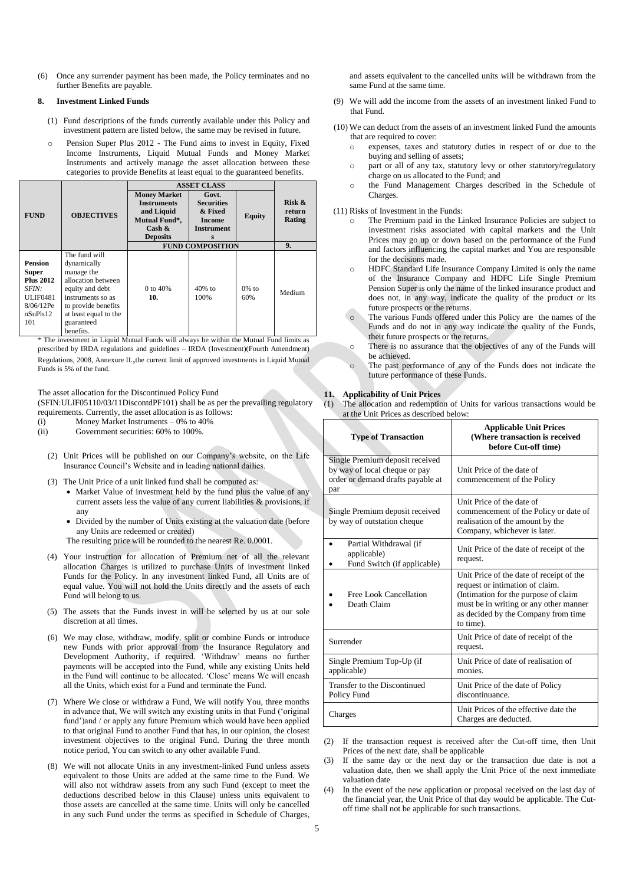(6) Once any surrender payment has been made, the Policy terminates and no further Benefits are payable.

## 8. Investment Linked Funds

(1) Fund descriptions of the funds currently available under this Policy and investment pattern are listed below, the same may be revised in future.

- Pension Super Plus 2012 - The Fund aims to invest in Equity, Fixed Income Instruments, Liquid Mutual Funds and Money Market Instruments and actively manage the asset allocation between these categories to provide Benefits at least equal to the guaranteed benefits.

| FUND | OBJECTIVES | ASSET CLASS | | | Risk & return Rating |
|---|---|---|---|---|---|
| | | Money Market Instruments and Liquid Mutual Fund*, Cash & Deposits | Govt. Securities & Fixed Income Instruments | Equity | |
| | | FUND COMPOSITION | | | 9. |
| **Pension Super Plus 2012** *SFIN:* ULIF04818/06/12PensuPls12101 | The fund will dynamically manage the allocation between equity and debt instruments so as to provide benefits at least equal to the guaranteed benefits. | 0 to 40% **10.** | 40% to 100% | 0% to 60% | Medium |

\* The investment in Liquid Mutual Funds will always be within the Mutual Fund limits as prescribed by IRDA regulations and guidelines – IRDA (Investment)(Fourth Amendment) Regulations, 2008, Annexure II.,the current limit of approved investments in Liquid Mutual Funds is 5% of the fund.

The asset allocation for the Discontinued Policy Fund (SFIN:ULIF05110/03/11DiscontdPF101) shall be as per the prevailing regulatory requirements. Currently, the asset allocation is as follows:

(i) Money Market Instruments – 0% to 40%
(ii) Government securities: 60% to 100%.

(2) Unit Prices will be published on our Company's website, on the Life Insurance Council's Website and in leading national dailies.

(3) The Unit Price of a unit linked fund shall be computed as:
- Market Value of investment held by the fund plus the value of any current assets less the value of any current liabilities & provisions, if any
- Divided by the number of Units existing at the valuation date (before any Units are redeemed or created)

The resulting price will be rounded to the nearest Re. 0.0001.

(4) Your instruction for allocation of Premium net of all the relevant allocation Charges is utilized to purchase Units of investment linked Funds for the Policy. In any investment linked Fund, all Units are of equal value. You will not hold the Units directly and the assets of each Fund will belong to us.

(5) The assets that the Funds invest in will be selected by us at our sole discretion at all times.

(6) We may close, withdraw, modify, split or combine Funds or introduce new Funds with prior approval from the Insurance Regulatory and Development Authority, if required. 'Withdraw' means no further payments will be accepted into the Fund, while any existing Units held in the Fund will continue to be allocated. 'Close' means We will encash all the Units, which exist for a Fund and terminate the Fund.

(7) Where We close or withdraw a Fund, We will notify You, three months in advance that, We will switch any existing units in that Fund ('original fund')and / or apply any future Premium which would have been applied to that original Fund to another Fund that has, in our opinion, the closest investment objectives to the original Fund. During the three month notice period, You can switch to any other available Fund.

(8) We will not allocate Units in any investment-linked Fund unless assets equivalent to those Units are added at the same time to the Fund. We will also not withdraw assets from any such Fund (except to meet the deductions described below in this Clause) unless units equivalent to those assets are cancelled at the same time. Units will only be cancelled in any such Fund under the terms as specified in Schedule of Charges, and assets equivalent to the cancelled units will be withdrawn from the same Fund at the same time.

(9) We will add the income from the assets of an investment linked Fund to that Fund.

(10) We can deduct from the assets of an investment linked Fund the amounts that are required to cover:
- expenses, taxes and statutory duties in respect of or due to the buying and selling of assets;
- part or all of any tax, statutory levy or other statutory/regulatory charge on us allocated to the Fund; and
- the Fund Management Charges described in the Schedule of Charges.

(11) Risks of Investment in the Funds:
- The Premium paid in the Linked Insurance Policies are subject to investment risks associated with capital markets and the Unit Prices may go up or down based on the performance of the Fund and factors influencing the capital market and You are responsible for the decisions made.
- HDFC Standard Life Insurance Company Limited is only the name of the Insurance Company and HDFC Life Single Premium Pension Super is only the name of the linked insurance product and does not, in any way, indicate the quality of the product or its future prospects or the returns.
- The various Funds offered under this Policy are the names of the Funds and do not in any way indicate the quality of the Funds, their future prospects or the returns.
- There is no assurance that the objectives of any of the Funds will be achieved.
- The past performance of any of the Funds does not indicate the future performance of these Funds.

## 11. Applicability of Unit Prices

(1) The allocation and redemption of Units for various transactions would be at the Unit Prices as described below:

| Type of Transaction | Applicable Unit Prices (Where transaction is received before Cut-off time) |
|---|---|
| Single Premium deposit received by way of local cheque or pay order or demand drafts payable at par | Unit Price of the date of commencement of the Policy |
| Single Premium deposit received by way of outstation cheque | Unit Price of the date of commencement of the Policy or date of realisation of the amount by the Company, whichever is later. |
| • Partial Withdrawal (if applicable) • Fund Switch (if applicable) | Unit Price of the date of receipt of the request. |
| • Free Look Cancellation • Death Claim | Unit Price of the date of receipt of the request or intimation of claim. (Intimation for the purpose of claim must be in writing or any other manner as decided by the Company from time to time). |
| Surrender | Unit Price of date of receipt of the request. |
| Single Premium Top-Up (if applicable) | Unit Price of date of realisation of monies. |
| Transfer to the Discontinued Policy Fund | Unit Price of the date of Policy discontinuance. |
| Charges | Unit Prices of the effective date the Charges are deducted. |

(2) If the transaction request is received after the Cut-off time, then Unit Prices of the next date, shall be applicable

(3) If the same day or the next day or the transaction due date is not a valuation date, then we shall apply the Unit Price of the next immediate valuation date

(4) In the event of the new application or proposal received on the last day of the financial year, the Unit Price of that day would be applicable. The Cut-off time shall not be applicable for such transactions.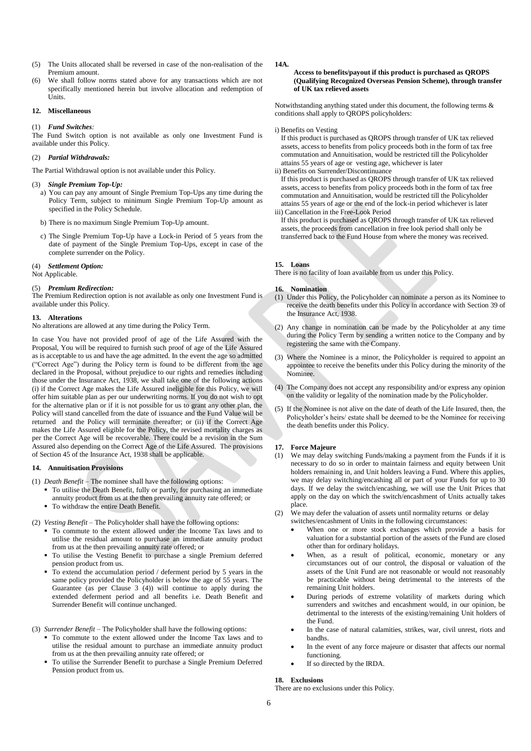(5) The Units allocated shall be reversed in case of the non-realisation of the Premium amount.
(6) We shall follow norms stated above for any transactions which are not specifically mentioned herein but involve allocation and redemption of Units.

### 12. Miscellaneous

(1) ***Fund Switches:***
The Fund Switch option is not available as only one Investment Fund is available under this Policy.

(2) ***Partial Withdrawals:***
The Partial Withdrawal option is not available under this Policy.

(3) ***Single Premium Top-Up:***

a) You can pay any amount of Single Premium Top-Ups any time during the Policy Term, subject to minimum Single Premium Top-Up amount as specified in the Policy Schedule.

b) There is no maximum Single Premium Top-Up amount.

c) The Single Premium Top-Up have a Lock-in Period of 5 years from the date of payment of the Single Premium Top-Ups, except in case of the complete surrender on the Policy.

(4) ***Settlement Option:***
Not Applicable.

(5) ***Premium Redirection:***
The Premium Redirection option is not available as only one Investment Fund is available under this Policy.

### 13. Alterations

No alterations are allowed at any time during the Policy Term.

In case You have not provided proof of age of the Life Assured with the Proposal, You will be required to furnish such proof of age of the Life Assured as is acceptable to us and have the age admitted. In the event the age so admitted ("Correct Age") during the Policy term is found to be different from the age declared in the Proposal, without prejudice to our rights and remedies including those under the Insurance Act, 1938, we shall take one of the following actions (i) if the Correct Age makes the Life Assured ineligible for this Policy, we will offer him suitable plan as per our underwriting norms. If you do not wish to opt for the alternative plan or if it is not possible for us to grant any other plan, the Policy will stand cancelled from the date of issuance and the Fund Value will be returned and the Policy will terminate thereafter; or (ii) if the Correct Age makes the Life Assured eligible for the Policy, the revised mortality charges as per the Correct Age will be recoverable. There could be a revision in the Sum Assured also depending on the Correct Age of the Life Assured. The provisions of Section 45 of the Insurance Act, 1938 shall be applicable.

### 14. Annuitisation Provisions

(1) *Death Benefit* – The nominee shall have the following options:
- To utilise the Death Benefit, fully or partly, for purchasing an immediate annuity product from us at the then prevailing annuity rate offered; or
- To withdraw the entire Death Benefit.

(2) *Vesting Benefit* – The Policyholder shall have the following options:
- To commute to the extent allowed under the Income Tax laws and to utilise the residual amount to purchase an immediate annuity product from us at the then prevailing annuity rate offered; or
- To utilise the Vesting Benefit to purchase a single Premium deferred pension product from us.
- To extend the accumulation period / deferment period by 5 years in the same policy provided the Policyholder is below the age of 55 years. The Guarantee (as per Clause 3 (4)) will continue to apply during the extended deferment period and all benefits i.e. Death Benefit and Surrender Benefit will continue unchanged.

(3) *Surrender Benefit* – The Policyholder shall have the following options:
- To commute to the extent allowed under the Income Tax laws and to utilise the residual amount to purchase an immediate annuity product from us at the then prevailing annuity rate offered; or
- To utilise the Surrender Benefit to purchase a Single Premium Deferred Pension product from us.

### 14A.

**Access to benefits/payout if this product is purchased as QROPS (Qualifying Recognized Overseas Pension Scheme), through transfer of UK tax relieved assets**

Notwithstanding anything stated under this document, the following terms & conditions shall apply to QROPS policyholders:

i) Benefits on Vesting
If this product is purchased as QROPS through transfer of UK tax relieved assets, access to benefits from policy proceeds both in the form of tax free commutation and Annuitisation, would be restricted till the Policyholder attains 55 years of age or vesting age, whichever is later

ii) Benefits on Surrender/Discontinuance
If this product is purchased as QROPS through transfer of UK tax relieved assets, access to benefits from policy proceeds both in the form of tax free commutation and Annuitisation, would be restricted till the Policyholder attains 55 years of age or the end of the lock-in period whichever is later

iii) Cancellation in the Free-Look Period
If this product is purchased as QROPS through transfer of UK tax relieved assets, the proceeds from cancellation in free look period shall only be transferred back to the Fund House from where the money was received.

### 15. Loans

There is no facility of loan available from us under this Policy.

### 16. Nomination

(1) Under this Policy, the Policyholder can nominate a person as its Nominee to receive the death benefits under this Policy in accordance with Section 39 of the Insurance Act, 1938.

(2) Any change in nomination can be made by the Policyholder at any time during the Policy Term by sending a written notice to the Company and by registering the same with the Company.

(3) Where the Nominee is a minor, the Policyholder is required to appoint an appointee to receive the benefits under this Policy during the minority of the Nominee.

(4) The Company does not accept any responsibility and/or express any opinion on the validity or legality of the nomination made by the Policyholder.

(5) If the Nominee is not alive on the date of death of the Life Insured, then, the Policyholder's heirs/ estate shall be deemed to be the Nominee for receiving the death benefits under this Policy.

### 17. Force Majeure

(1) We may delay switching Funds/making a payment from the Funds if it is necessary to do so in order to maintain fairness and equity between Unit holders remaining in, and Unit holders leaving a Fund. Where this applies, we may delay switching/encashing all or part of your Funds for up to 30 days. If we delay the switch/encashing, we will use the Unit Prices that apply on the day on which the switch/encashment of Units actually takes place.

(2) We may defer the valuation of assets until normality returns or delay switches/encashment of Units in the following circumstances:
- When one or more stock exchanges which provide a basis for valuation for a substantial portion of the assets of the Fund are closed other than for ordinary holidays.
- When, as a result of political, economic, monetary or any circumstances out of our control, the disposal or valuation of the assets of the Unit Fund are not reasonable or would not reasonably be practicable without being detrimental to the interests of the remaining Unit holders.
- During periods of extreme volatility of markets during which surrenders and switches and encashment would, in our opinion, be detrimental to the interests of the existing/remaining Unit holders of the Fund.
- In the case of natural calamities, strikes, war, civil unrest, riots and bandhs.
- In the event of any force majeure or disaster that affects our normal functioning.
- If so directed by the IRDA.

### 18. Exclusions

There are no exclusions under this Policy.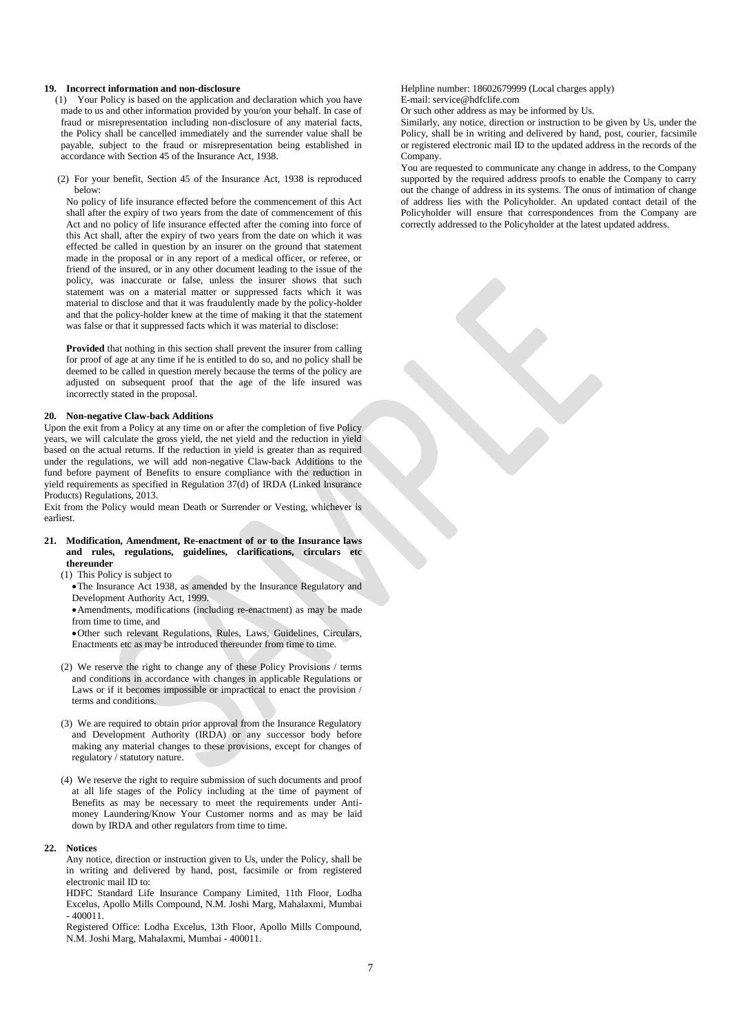### 19. Incorrect information and non-disclosure

(1) Your Policy is based on the application and declaration which you have made to us and other information provided by you/on your behalf. In case of fraud or misrepresentation including non-disclosure of any material facts, the Policy shall be cancelled immediately and the surrender value shall be payable, subject to the fraud or misrepresentation being established in accordance with Section 45 of the Insurance Act, 1938.

(2) For your benefit, Section 45 of the Insurance Act, 1938 is reproduced below:

No policy of life insurance effected before the commencement of this Act shall after the expiry of two years from the date of commencement of this Act and no policy of life insurance effected after the coming into force of this Act shall, after the expiry of two years from the date on which it was effected be called in question by an insurer on the ground that statement made in the proposal or in any report of a medical officer, or referee, or friend of the insured, or in any other document leading to the issue of the policy, was inaccurate or false, unless the insurer shows that such statement was on a material matter or suppressed facts which it was material to disclose and that it was fraudulently made by the policy-holder and that the policy-holder knew at the time of making it that the statement was false or that it suppressed facts which it was material to disclose:

**Provided** that nothing in this section shall prevent the insurer from calling for proof of age at any time if he is entitled to do so, and no policy shall be deemed to be called in question merely because the terms of the policy are adjusted on subsequent proof that the age of the life insured was incorrectly stated in the proposal.

### 20. Non-negative Claw-back Additions

Upon the exit from a Policy at any time on or after the completion of five Policy years, we will calculate the gross yield, the net yield and the reduction in yield based on the actual returns. If the reduction in yield is greater than as required under the regulations, we will add non-negative Claw-back Additions to the fund before payment of Benefits to ensure compliance with the reduction in yield requirements as specified in Regulation 37(d) of IRDA (Linked Insurance Products) Regulations, 2013.

Exit from the Policy would mean Death or Surrender or Vesting, whichever is earliest.

### 21. Modification, Amendment, Re-enactment of or to the Insurance laws and rules, regulations, guidelines, clarifications, circulars etc thereunder

(1) This Policy is subject to

- The Insurance Act 1938, as amended by the Insurance Regulatory and Development Authority Act, 1999.
- Amendments, modifications (including re-enactment) as may be made from time to time, and
- Other such relevant Regulations, Rules, Laws, Guidelines, Circulars, Enactments etc as may be introduced thereunder from time to time.

(2) We reserve the right to change any of these Policy Provisions / terms and conditions in accordance with changes in applicable Regulations or Laws or if it becomes impossible or impractical to enact the provision / terms and conditions.

(3) We are required to obtain prior approval from the Insurance Regulatory and Development Authority (IRDA) or any successor body before making any material changes to these provisions, except for changes of regulatory / statutory nature.

(4) We reserve the right to require submission of such documents and proof at all life stages of the Policy including at the time of payment of Benefits as may be necessary to meet the requirements under Anti-money Laundering/Know Your Customer norms and as may be laid down by IRDA and other regulators from time to time.

### 22. Notices

Any notice, direction or instruction given to Us, under the Policy, shall be in writing and delivered by hand, post, facsimile or from registered electronic mail ID to:

HDFC Standard Life Insurance Company Limited, 11th Floor, Lodha Excelus, Apollo Mills Compound, N.M. Joshi Marg, Mahalaxmi, Mumbai - 400011.

Registered Office: Lodha Excelus, 13th Floor, Apollo Mills Compound, N.M. Joshi Marg, Mahalaxmi, Mumbai - 400011.

Helpline number: 18602679999 (Local charges apply)
E-mail: service@hdfclife.com
Or such other address as may be informed by Us.

Similarly, any notice, direction or instruction to be given by Us, under the Policy, shall be in writing and delivered by hand, post, courier, facsimile or registered electronic mail ID to the updated address in the records of the Company.

You are requested to communicate any change in address, to the Company supported by the required address proofs to enable the Company to carry out the change of address in its systems. The onus of intimation of change of address lies with the Policyholder. An updated contact detail of the Policyholder will ensure that correspondences from the Company are correctly addressed to the Policyholder at the latest updated address.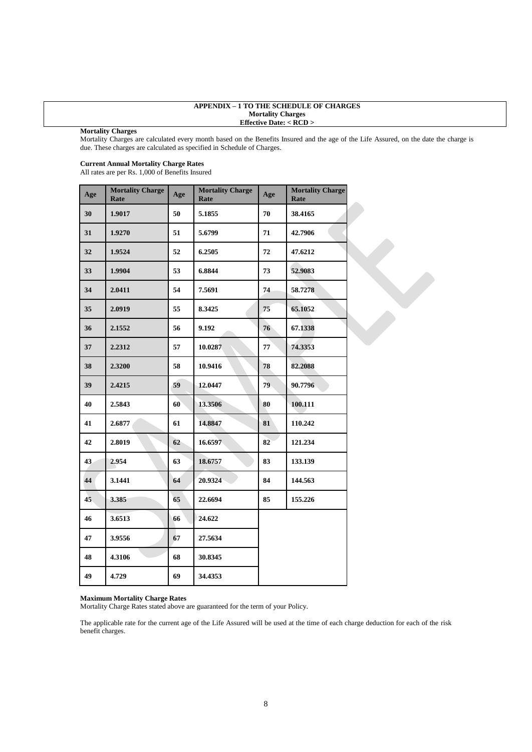**APPENDIX – 1 TO THE SCHEDULE OF CHARGES**
**Mortality Charges**
**Effective Date: < RCD >**

**Mortality Charges**

Mortality Charges are calculated every month based on the Benefits Insured and the age of the Life Assured, on the date the charge is due. These charges are calculated as specified in Schedule of Charges.

**Current Annual Mortality Charge Rates**

All rates are per Rs. 1,000 of Benefits Insured

| Age | Mortality Charge Rate | Age | Mortality Charge Rate | Age | Mortality Charge Rate |
|---|---|---|---|---|---|
| 30 | 1.9017 | 50 | 5.1855 | 70 | 38.4165 |
| 31 | 1.9270 | 51 | 5.6799 | 71 | 42.7906 |
| 32 | 1.9524 | 52 | 6.2505 | 72 | 47.6212 |
| 33 | 1.9904 | 53 | 6.8844 | 73 | 52.9083 |
| 34 | 2.0411 | 54 | 7.5691 | 74 | 58.7278 |
| 35 | 2.0919 | 55 | 8.3425 | 75 | 65.1052 |
| 36 | 2.1552 | 56 | 9.192 | 76 | 67.1338 |
| 37 | 2.2312 | 57 | 10.0287 | 77 | 74.3353 |
| 38 | 2.3200 | 58 | 10.9416 | 78 | 82.2088 |
| 39 | 2.4215 | 59 | 12.0447 | 79 | 90.7796 |
| 40 | 2.5843 | 60 | 13.3506 | 80 | 100.111 |
| 41 | 2.6877 | 61 | 14.8847 | 81 | 110.242 |
| 42 | 2.8019 | 62 | 16.6597 | 82 | 121.234 |
| 43 | 2.954 | 63 | 18.6757 | 83 | 133.139 |
| 44 | 3.1441 | 64 | 20.9324 | 84 | 144.563 |
| 45 | 3.385 | 65 | 22.6694 | 85 | 155.226 |
| 46 | 3.6513 | 66 | 24.622 | | |
| 47 | 3.9556 | 67 | 27.5634 | | |
| 48 | 4.3106 | 68 | 30.8345 | | |
| 49 | 4.729 | 69 | 34.4353 | | |

**Maximum Mortality Charge Rates**

Mortality Charge Rates stated above are guaranteed for the term of your Policy.

The applicable rate for the current age of the Life Assured will be used at the time of each charge deduction for each of the risk benefit charges.